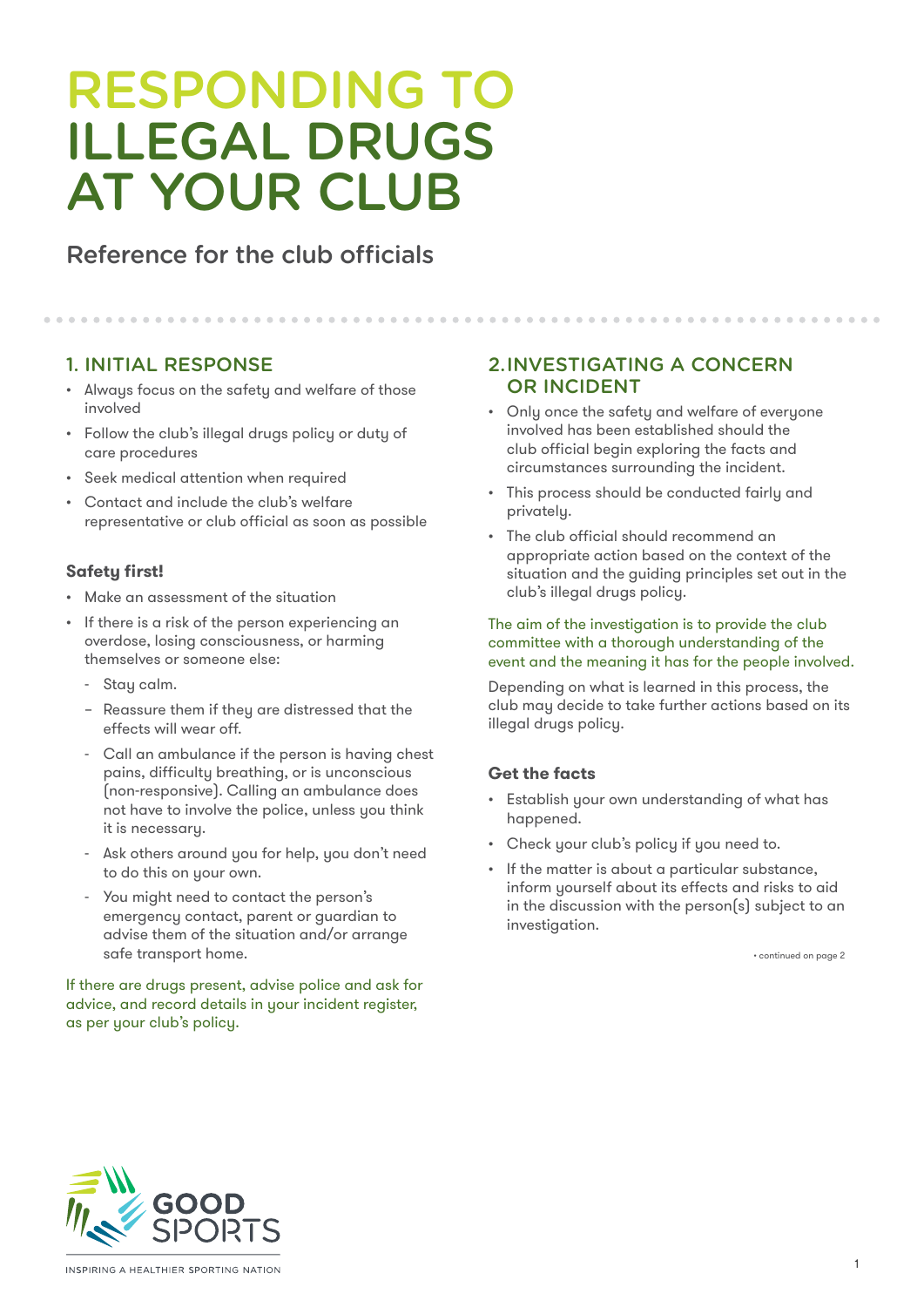# RESPONDING TO ILLEGAL DRUGS AT YOUR CLUB

Reference for the club officials

## 1. INITIAL RESPONSE

- Always focus on the safety and welfare of those involved
- Follow the club's illegal drugs policy or duty of care procedures
- Seek medical attention when required
- Contact and include the club's welfare representative or club official as soon as possible

### Safety first!

- Make an assessment of the situation
- If there is a risk of the person experiencing an overdose, losing consciousness, or harming themselves or someone else:
  - Stay calm.
  - Reassure them if they are distressed that the effects will wear off.
  - Call an ambulance if the person is having chest pains, difficulty breathing, or is unconscious (non-responsive). Calling an ambulance does not have to involve the police, unless you think it is necessary.
  - Ask others around you for help, you don't need to do this on your own.
  - You might need to contact the person's emergency contact, parent or guardian to advise them of the situation and/or arrange safe transport home.

If there are drugs present, advise police and ask for advice, and record details in your incident register, as per your club's policy.

## 2. INVESTIGATING A CONCERN OR INCIDENT

- Only once the safety and welfare of everyone involved has been established should the club official begin exploring the facts and circumstances surrounding the incident.
- This process should be conducted fairly and privately.
- The club official should recommend an appropriate action based on the context of the situation and the guiding principles set out in the club's illegal drugs policy.

The aim of the investigation is to provide the club committee with a thorough understanding of the event and the meaning it has for the people involved.

Depending on what is learned in this process, the club may decide to take further actions based on its illegal drugs policy.

### Get the facts

- Establish your own understanding of what has happened.
- Check your club's policy if you need to.
- If the matter is about a particular substance, inform yourself about its effects and risks to aid in the discussion with the person(s) subject to an investigation.

• continued on page 2

GOOD SPORTS

INSPIRING A HEALTHIER SPORTING NATION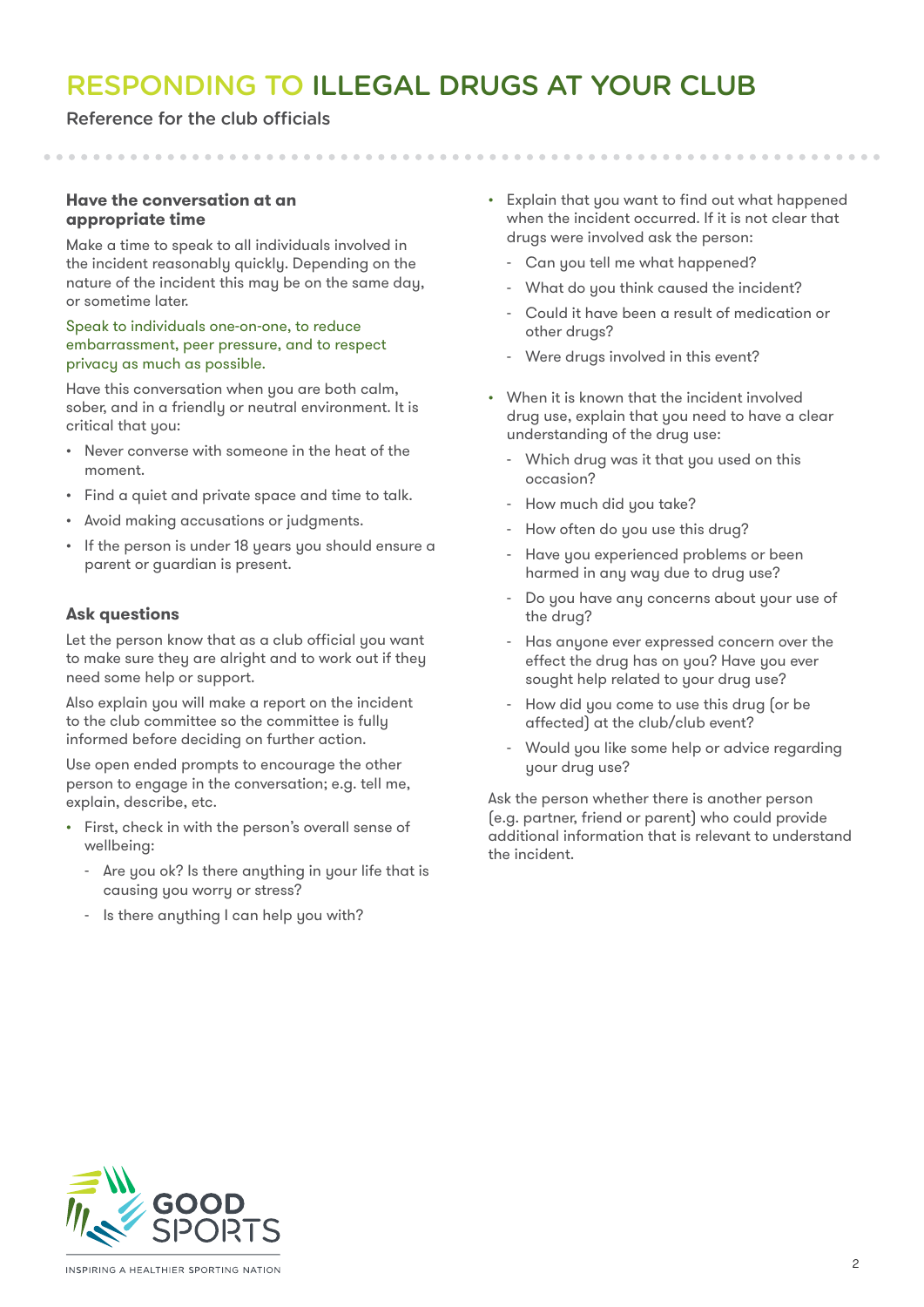# RESPONDING TO ILLEGAL DRUGS AT YOUR CLUB

Reference for the club officials

### Have the conversation at an appropriate time

Make a time to speak to all individuals involved in the incident reasonably quickly. Depending on the nature of the incident this may be on the same day, or sometime later.

Speak to individuals one-on-one, to reduce embarrassment, peer pressure, and to respect privacy as much as possible.

Have this conversation when you are both calm, sober, and in a friendly or neutral environment. It is critical that you:

- Never converse with someone in the heat of the moment.
- Find a quiet and private space and time to talk.
- Avoid making accusations or judgments.
- If the person is under 18 years you should ensure a parent or guardian is present.

### Ask questions

Let the person know that as a club official you want to make sure they are alright and to work out if they need some help or support.

Also explain you will make a report on the incident to the club committee so the committee is fully informed before deciding on further action.

Use open ended prompts to encourage the other person to engage in the conversation; e.g. tell me, explain, describe, etc.

- First, check in with the person's overall sense of wellbeing:
  - Are you ok? Is there anything in your life that is causing you worry or stress?
  - Is there anything I can help you with?
- Explain that you want to find out what happened when the incident occurred. If it is not clear that drugs were involved ask the person:
  - Can you tell me what happened?
  - What do you think caused the incident?
  - Could it have been a result of medication or other drugs?
  - Were drugs involved in this event?
- When it is known that the incident involved drug use, explain that you need to have a clear understanding of the drug use:
  - Which drug was it that you used on this occasion?
  - How much did you take?
  - How often do you use this drug?
  - Have you experienced problems or been harmed in any way due to drug use?
  - Do you have any concerns about your use of the drug?
  - Has anyone ever expressed concern over the effect the drug has on you? Have you ever sought help related to your drug use?
  - How did you come to use this drug (or be affected) at the club/club event?
  - Would you like some help or advice regarding your drug use?

Ask the person whether there is another person (e.g. partner, friend or parent) who could provide additional information that is relevant to understand the incident.

GOOD SPORTS

INSPIRING A HEALTHIER SPORTING NATION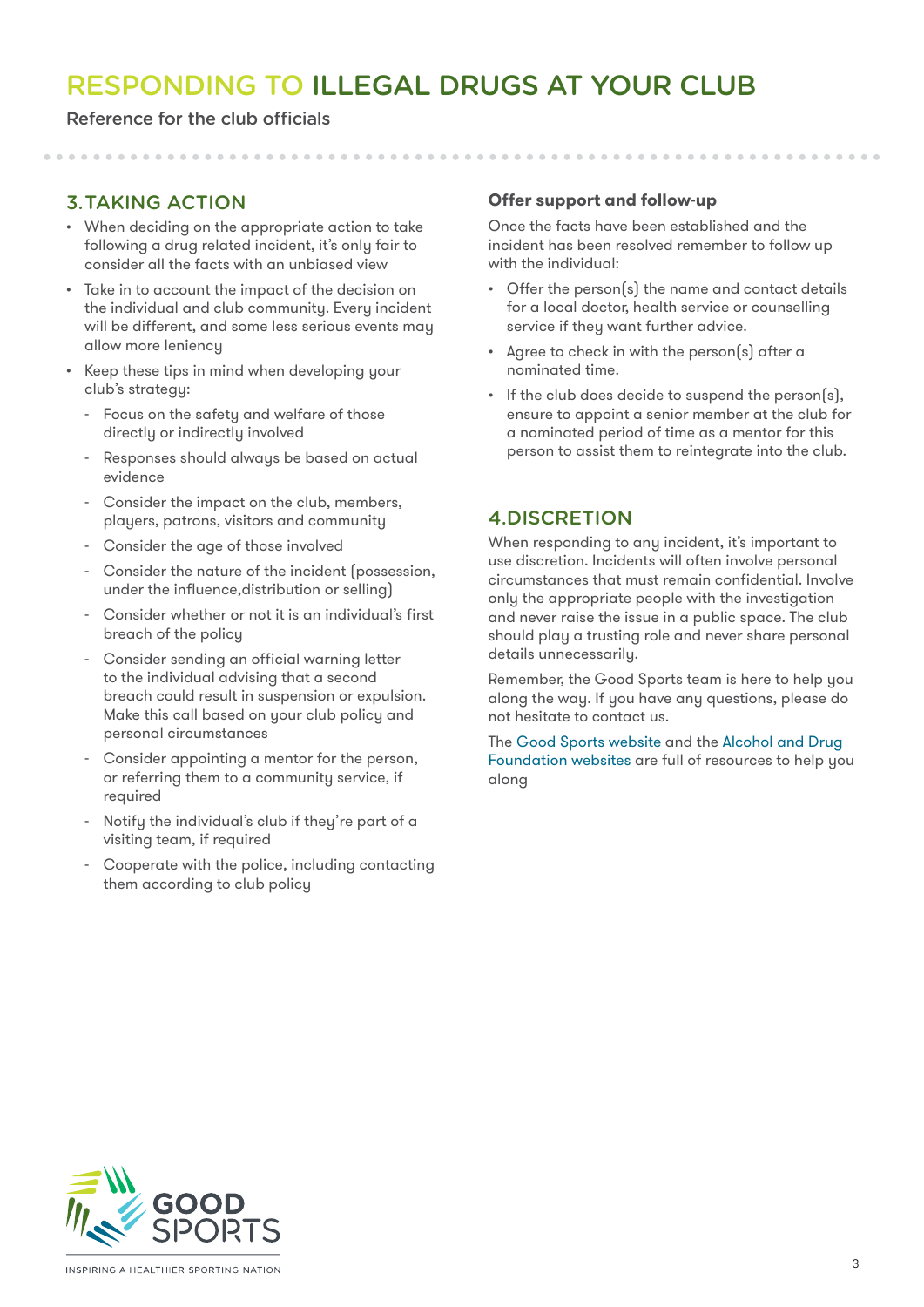# RESPONDING TO ILLEGAL DRUGS AT YOUR CLUB

Reference for the club officials

## 3. TAKING ACTION

- When deciding on the appropriate action to take following a drug related incident, it's only fair to consider all the facts with an unbiased view
- Take in to account the impact of the decision on the individual and club community. Every incident will be different, and some less serious events may allow more leniency
- Keep these tips in mind when developing your club's strategy:
  - Focus on the safety and welfare of those directly or indirectly involved
  - Responses should always be based on actual evidence
  - Consider the impact on the club, members, players, patrons, visitors and community
  - Consider the age of those involved
  - Consider the nature of the incident (possession, under the influence,distribution or selling)
  - Consider whether or not it is an individual's first breach of the policy
  - Consider sending an official warning letter to the individual advising that a second breach could result in suspension or expulsion. Make this call based on your club policy and personal circumstances
  - Consider appointing a mentor for the person, or referring them to a community service, if required
  - Notify the individual's club if they're part of a visiting team, if required
  - Cooperate with the police, including contacting them according to club policy

### Offer support and follow-up

Once the facts have been established and the incident has been resolved remember to follow up with the individual:

- Offer the person(s) the name and contact details for a local doctor, health service or counselling service if they want further advice.
- Agree to check in with the person(s) after a nominated time.
- If the club does decide to suspend the person(s), ensure to appoint a senior member at the club for a nominated period of time as a mentor for this person to assist them to reintegrate into the club.

## 4. DISCRETION

When responding to any incident, it's important to use discretion. Incidents will often involve personal circumstances that must remain confidential. Involve only the appropriate people with the investigation and never raise the issue in a public space. The club should play a trusting role and never share personal details unnecessarily.

Remember, the Good Sports team is here to help you along the way. If you have any questions, please do not hesitate to contact us.

The Good Sports website and the Alcohol and Drug Foundation websites are full of resources to help you along

GOOD SPORTS

INSPIRING A HEALTHIER SPORTING NATION